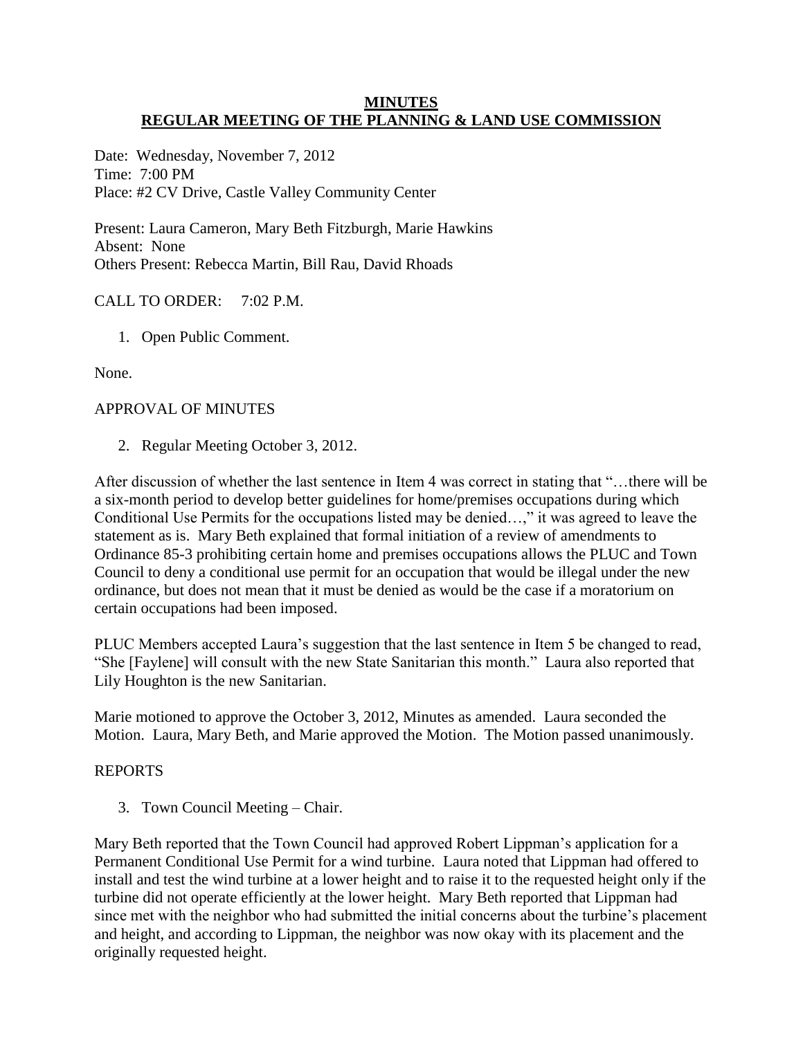# MINUTES
## REGULAR MEETING OF THE PLANNING & LAND USE COMMISSION

Date: Wednesday, November 7, 2012
Time: 7:00 PM
Place: #2 CV Drive, Castle Valley Community Center

Present: Laura Cameron, Mary Beth Fitzburgh, Marie Hawkins
Absent: None
Others Present: Rebecca Martin, Bill Rau, David Rhoads

CALL TO ORDER: 7:02 P.M.

1. Open Public Comment.

None.

APPROVAL OF MINUTES

2. Regular Meeting October 3, 2012.

After discussion of whether the last sentence in Item 4 was correct in stating that "…there will be a six-month period to develop better guidelines for home/premises occupations during which Conditional Use Permits for the occupations listed may be denied…," it was agreed to leave the statement as is. Mary Beth explained that formal initiation of a review of amendments to Ordinance 85-3 prohibiting certain home and premises occupations allows the PLUC and Town Council to deny a conditional use permit for an occupation that would be illegal under the new ordinance, but does not mean that it must be denied as would be the case if a moratorium on certain occupations had been imposed.

PLUC Members accepted Laura's suggestion that the last sentence in Item 5 be changed to read, "She [Faylene] will consult with the new State Sanitarian this month." Laura also reported that Lily Houghton is the new Sanitarian.

Marie motioned to approve the October 3, 2012, Minutes as amended. Laura seconded the Motion. Laura, Mary Beth, and Marie approved the Motion. The Motion passed unanimously.

REPORTS

3. Town Council Meeting – Chair.

Mary Beth reported that the Town Council had approved Robert Lippman's application for a Permanent Conditional Use Permit for a wind turbine. Laura noted that Lippman had offered to install and test the wind turbine at a lower height and to raise it to the requested height only if the turbine did not operate efficiently at the lower height. Mary Beth reported that Lippman had since met with the neighbor who had submitted the initial concerns about the turbine's placement and height, and according to Lippman, the neighbor was now okay with its placement and the originally requested height.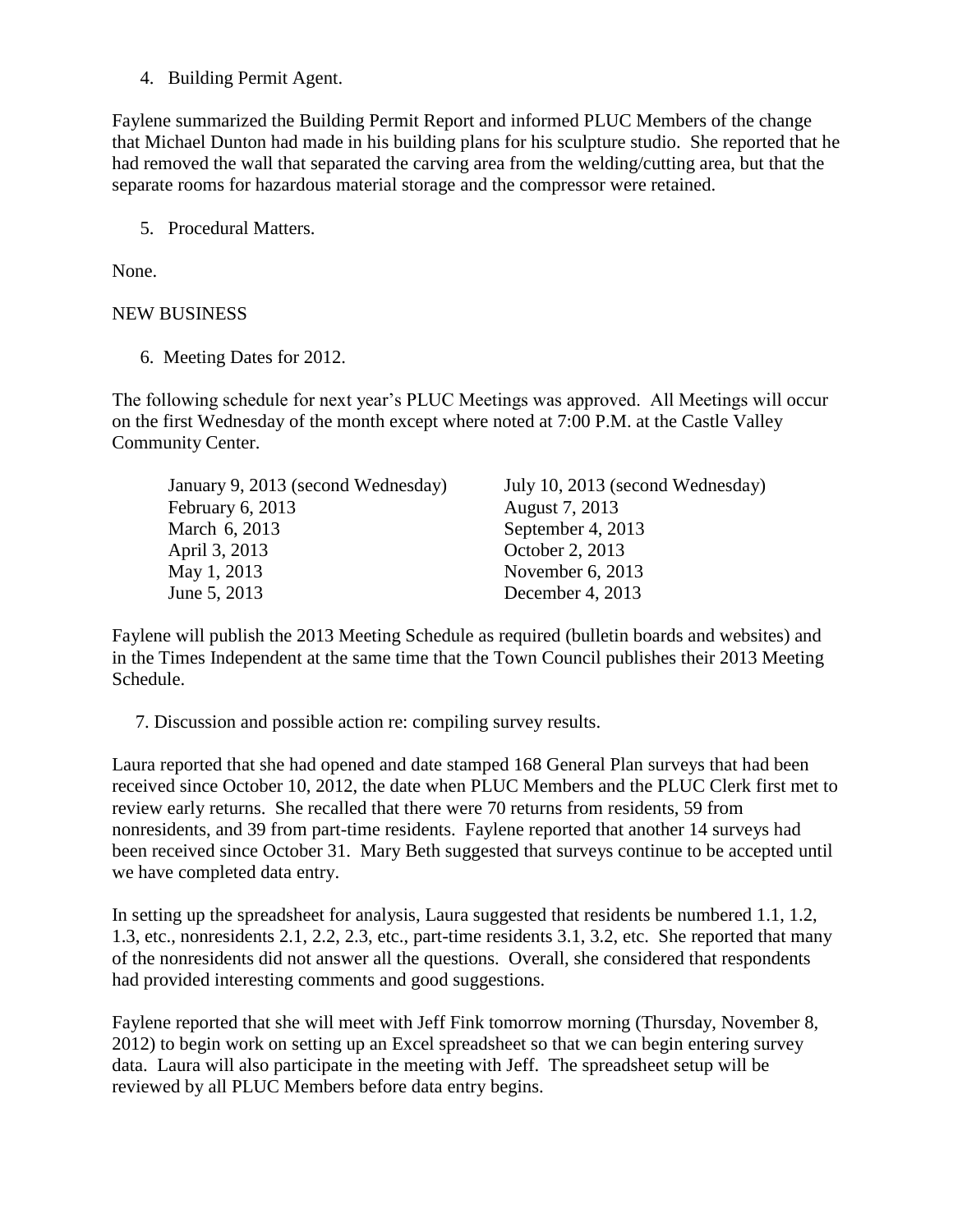4. Building Permit Agent.

Faylene summarized the Building Permit Report and informed PLUC Members of the change that Michael Dunton had made in his building plans for his sculpture studio. She reported that he had removed the wall that separated the carving area from the welding/cutting area, but that the separate rooms for hazardous material storage and the compressor were retained.

5. Procedural Matters.

None.

NEW BUSINESS

6. Meeting Dates for 2012.

The following schedule for next year's PLUC Meetings was approved. All Meetings will occur on the first Wednesday of the month except where noted at 7:00 P.M. at the Castle Valley Community Center.

| | |
|---|---|
| January 9, 2013 (second Wednesday) | July 10, 2013 (second Wednesday) |
| February 6, 2013 | August 7, 2013 |
| March 6, 2013 | September 4, 2013 |
| April 3, 2013 | October 2, 2013 |
| May 1, 2013 | November 6, 2013 |
| June 5, 2013 | December 4, 2013 |

Faylene will publish the 2013 Meeting Schedule as required (bulletin boards and websites) and in the Times Independent at the same time that the Town Council publishes their 2013 Meeting Schedule.

7. Discussion and possible action re: compiling survey results.

Laura reported that she had opened and date stamped 168 General Plan surveys that had been received since October 10, 2012, the date when PLUC Members and the PLUC Clerk first met to review early returns. She recalled that there were 70 returns from residents, 59 from nonresidents, and 39 from part-time residents. Faylene reported that another 14 surveys had been received since October 31. Mary Beth suggested that surveys continue to be accepted until we have completed data entry.

In setting up the spreadsheet for analysis, Laura suggested that residents be numbered 1.1, 1.2, 1.3, etc., nonresidents 2.1, 2.2, 2.3, etc., part-time residents 3.1, 3.2, etc. She reported that many of the nonresidents did not answer all the questions. Overall, she considered that respondents had provided interesting comments and good suggestions.

Faylene reported that she will meet with Jeff Fink tomorrow morning (Thursday, November 8, 2012) to begin work on setting up an Excel spreadsheet so that we can begin entering survey data. Laura will also participate in the meeting with Jeff. The spreadsheet setup will be reviewed by all PLUC Members before data entry begins.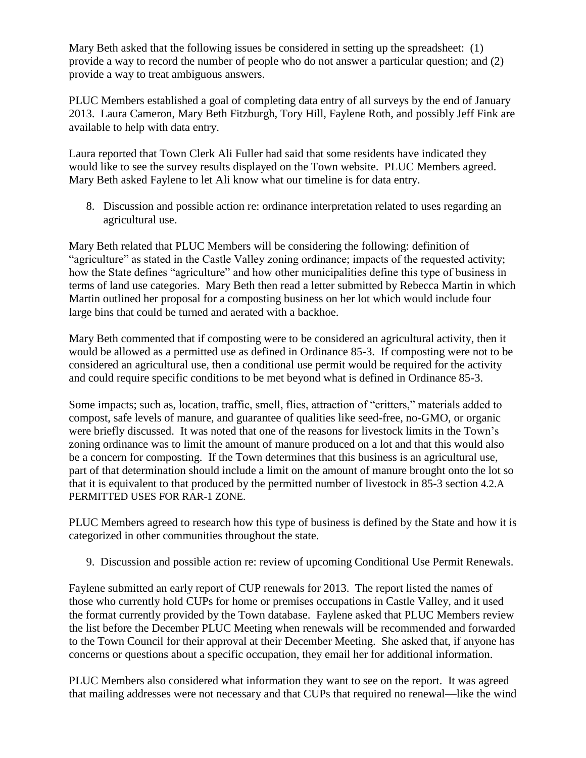Mary Beth asked that the following issues be considered in setting up the spreadsheet: (1) provide a way to record the number of people who do not answer a particular question; and (2) provide a way to treat ambiguous answers.

PLUC Members established a goal of completing data entry of all surveys by the end of January 2013. Laura Cameron, Mary Beth Fitzburgh, Tory Hill, Faylene Roth, and possibly Jeff Fink are available to help with data entry.

Laura reported that Town Clerk Ali Fuller had said that some residents have indicated they would like to see the survey results displayed on the Town website. PLUC Members agreed. Mary Beth asked Faylene to let Ali know what our timeline is for data entry.

8. Discussion and possible action re: ordinance interpretation related to uses regarding an agricultural use.

Mary Beth related that PLUC Members will be considering the following: definition of "agriculture" as stated in the Castle Valley zoning ordinance; impacts of the requested activity; how the State defines "agriculture" and how other municipalities define this type of business in terms of land use categories. Mary Beth then read a letter submitted by Rebecca Martin in which Martin outlined her proposal for a composting business on her lot which would include four large bins that could be turned and aerated with a backhoe.

Mary Beth commented that if composting were to be considered an agricultural activity, then it would be allowed as a permitted use as defined in Ordinance 85-3. If composting were not to be considered an agricultural use, then a conditional use permit would be required for the activity and could require specific conditions to be met beyond what is defined in Ordinance 85-3.

Some impacts; such as, location, traffic, smell, flies, attraction of "critters," materials added to compost, safe levels of manure, and guarantee of qualities like seed-free, no-GMO, or organic were briefly discussed. It was noted that one of the reasons for livestock limits in the Town's zoning ordinance was to limit the amount of manure produced on a lot and that this would also be a concern for composting. If the Town determines that this business is an agricultural use, part of that determination should include a limit on the amount of manure brought onto the lot so that it is equivalent to that produced by the permitted number of livestock in 85-3 section 4.2.A PERMITTED USES FOR RAR-1 ZONE.

PLUC Members agreed to research how this type of business is defined by the State and how it is categorized in other communities throughout the state.

9. Discussion and possible action re: review of upcoming Conditional Use Permit Renewals.

Faylene submitted an early report of CUP renewals for 2013. The report listed the names of those who currently hold CUPs for home or premises occupations in Castle Valley, and it used the format currently provided by the Town database. Faylene asked that PLUC Members review the list before the December PLUC Meeting when renewals will be recommended and forwarded to the Town Council for their approval at their December Meeting. She asked that, if anyone has concerns or questions about a specific occupation, they email her for additional information.

PLUC Members also considered what information they want to see on the report. It was agreed that mailing addresses were not necessary and that CUPs that required no renewal—like the wind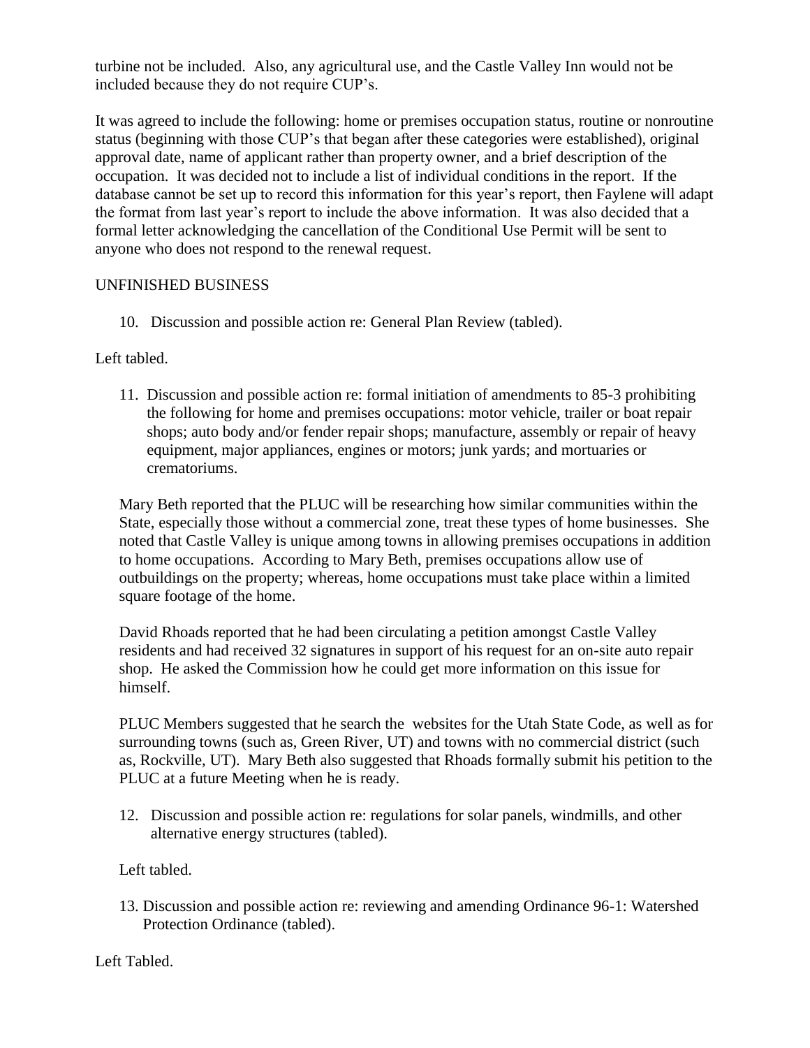turbine not be included. Also, any agricultural use, and the Castle Valley Inn would not be included because they do not require CUP's.

It was agreed to include the following: home or premises occupation status, routine or nonroutine status (beginning with those CUP's that began after these categories were established), original approval date, name of applicant rather than property owner, and a brief description of the occupation. It was decided not to include a list of individual conditions in the report. If the database cannot be set up to record this information for this year's report, then Faylene will adapt the format from last year's report to include the above information. It was also decided that a formal letter acknowledging the cancellation of the Conditional Use Permit will be sent to anyone who does not respond to the renewal request.

UNFINISHED BUSINESS

10. Discussion and possible action re: General Plan Review (tabled).

Left tabled.

11. Discussion and possible action re: formal initiation of amendments to 85-3 prohibiting the following for home and premises occupations: motor vehicle, trailer or boat repair shops; auto body and/or fender repair shops; manufacture, assembly or repair of heavy equipment, major appliances, engines or motors; junk yards; and mortuaries or crematoriums.

Mary Beth reported that the PLUC will be researching how similar communities within the State, especially those without a commercial zone, treat these types of home businesses. She noted that Castle Valley is unique among towns in allowing premises occupations in addition to home occupations. According to Mary Beth, premises occupations allow use of outbuildings on the property; whereas, home occupations must take place within a limited square footage of the home.

David Rhoads reported that he had been circulating a petition amongst Castle Valley residents and had received 32 signatures in support of his request for an on-site auto repair shop. He asked the Commission how he could get more information on this issue for himself.

PLUC Members suggested that he search the websites for the Utah State Code, as well as for surrounding towns (such as, Green River, UT) and towns with no commercial district (such as, Rockville, UT). Mary Beth also suggested that Rhoads formally submit his petition to the PLUC at a future Meeting when he is ready.

12. Discussion and possible action re: regulations for solar panels, windmills, and other alternative energy structures (tabled).

Left tabled.

13. Discussion and possible action re: reviewing and amending Ordinance 96-1: Watershed Protection Ordinance (tabled).

Left Tabled.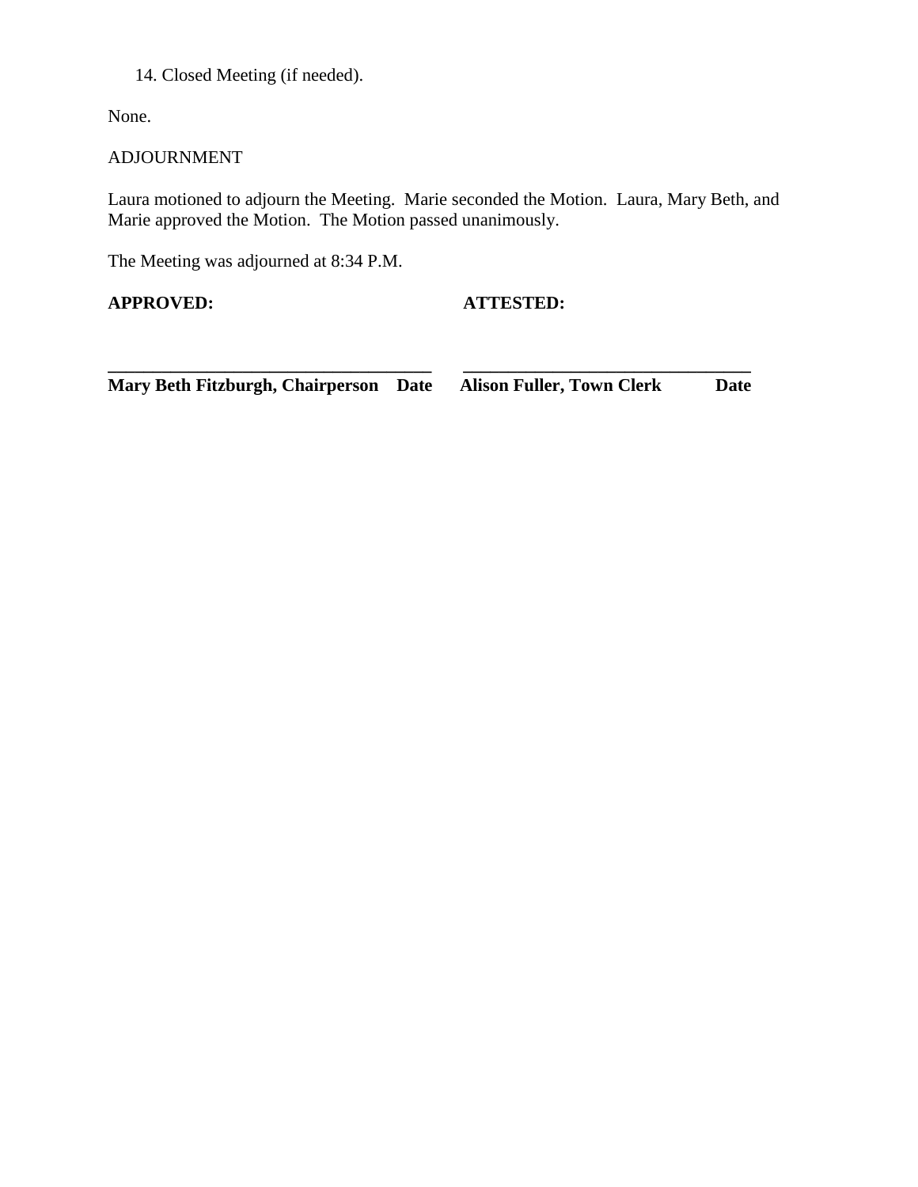14. Closed Meeting (if needed).

None.

ADJOURNMENT

Laura motioned to adjourn the Meeting. Marie seconded the Motion. Laura, Mary Beth, and Marie approved the Motion. The Motion passed unanimously.

The Meeting was adjourned at 8:34 P.M.

| **APPROVED:** | **ATTESTED:** |
|---|---|
| ____________________________________ | ________________________________ |
| **Mary Beth Fitzburgh, Chairperson Date** | **Alison Fuller, Town Clerk Date** |